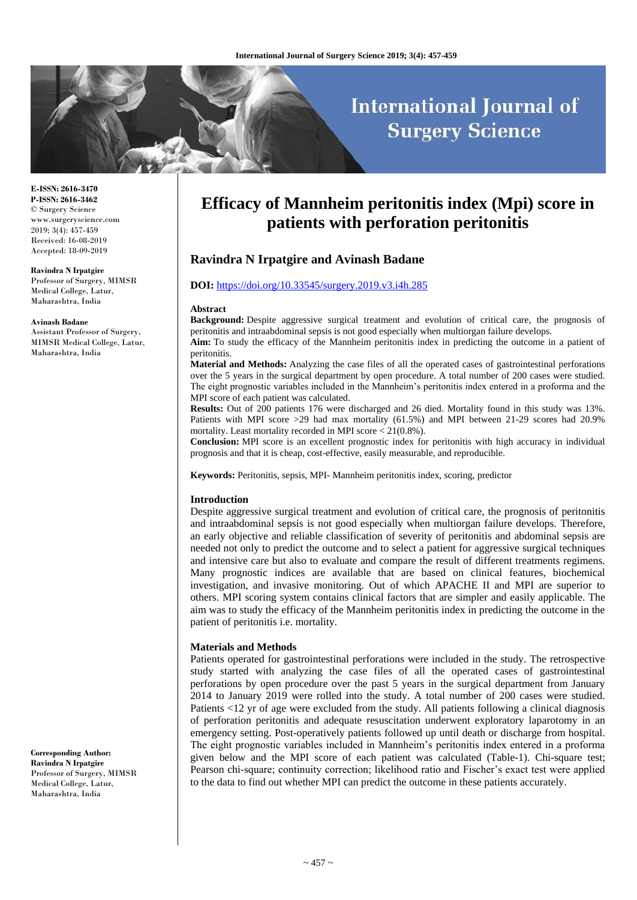# Efficacy of Mannheim peritonitis index (Mpi) score in patients with perforation peritonitis

## Ravindra N Irpatgire and Avinash Badane

**DOI:** https://doi.org/10.33545/surgery.2019.v3.i4h.285

E-ISSN: 2616-3470
P-ISSN: 2616-3462
© Surgery Science
www.surgeryscience.com
2019; 3(4): 457-459
Received: 16-08-2019
Accepted: 18-09-2019

**Ravindra N Irpatgire**
Professor of Surgery, MIMSR Medical College, Latur, Maharashtra, India

**Avinash Badane**
Assistant Professor of Surgery, MIMSR Medical College, Latur, Maharashtra, India

**Corresponding Author:**
**Ravindra N Irpatgire**
Professor of Surgery, MIMSR Medical College, Latur, Maharashtra, India

### Abstract

**Background:** Despite aggressive surgical treatment and evolution of critical care, the prognosis of peritonitis and intraabdominal sepsis is not good especially when multiorgan failure develops.

**Aim:** To study the efficacy of the Mannheim peritonitis index in predicting the outcome in a patient of peritonitis.

**Material and Methods:** Analyzing the case files of all the operated cases of gastrointestinal perforations over the 5 years in the surgical department by open procedure. A total number of 200 cases were studied. The eight prognostic variables included in the Mannheim's peritonitis index entered in a proforma and the MPI score of each patient was calculated.

**Results:** Out of 200 patients 176 were discharged and 26 died. Mortality found in this study was 13%. Patients with MPI score >29 had max mortality (61.5%) and MPI between 21-29 scores had 20.9% mortality. Least mortality recorded in MPI score < 21(0.8%).

**Conclusion:** MPI score is an excellent prognostic index for peritonitis with high accuracy in individual prognosis and that it is cheap, cost-effective, easily measurable, and reproducible.

**Keywords:** Peritonitis, sepsis, MPI- Mannheim peritonitis index, scoring, predictor

### Introduction

Despite aggressive surgical treatment and evolution of critical care, the prognosis of peritonitis and intraabdominal sepsis is not good especially when multiorgan failure develops. Therefore, an early objective and reliable classification of severity of peritonitis and abdominal sepsis are needed not only to predict the outcome and to select a patient for aggressive surgical techniques and intensive care but also to evaluate and compare the result of different treatments regimens. Many prognostic indices are available that are based on clinical features, biochemical investigation, and invasive monitoring. Out of which APACHE II and MPI are superior to others. MPI scoring system contains clinical factors that are simpler and easily applicable. The aim was to study the efficacy of the Mannheim peritonitis index in predicting the outcome in the patient of peritonitis i.e. mortality.

### Materials and Methods

Patients operated for gastrointestinal perforations were included in the study. The retrospective study started with analyzing the case files of all the operated cases of gastrointestinal perforations by open procedure over the past 5 years in the surgical department from January 2014 to January 2019 were rolled into the study. A total number of 200 cases were studied. Patients <12 yr of age were excluded from the study. All patients following a clinical diagnosis of perforation peritonitis and adequate resuscitation underwent exploratory laparotomy in an emergency setting. Post-operatively patients followed up until death or discharge from hospital. The eight prognostic variables included in Mannheim's peritonitis index entered in a proforma given below and the MPI score of each patient was calculated (Table-1). Chi-square test; Pearson chi-square; continuity correction; likelihood ratio and Fischer's exact test were applied to the data to find out whether MPI can predict the outcome in these patients accurately.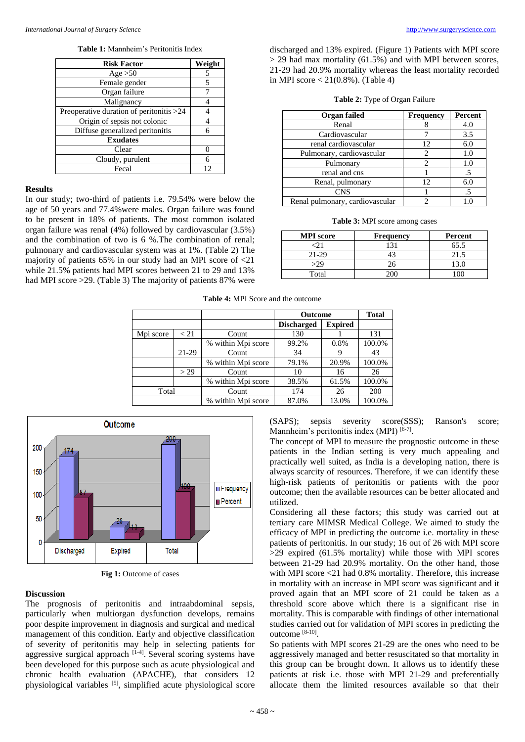**Table 1:** Mannheim's Peritonitis Index

| Risk Factor | Weight |
|---|---|
| Age >50 | 5 |
| Female gender | 5 |
| Organ failure | 7 |
| Malignancy | 4 |
| Preoperative duration of peritonitis >24 | 4 |
| Origin of sepsis not colonic | 4 |
| Diffuse generalized peritonitis | 6 |
| **Exudates** | |
| Clear | 0 |
| Cloudy, purulent | 6 |
| Fecal | 12 |

## Results

In our study; two-third of patients i.e. 79.54% were below the age of 50 years and 77.4%were males. Organ failure was found to be present in 18% of patients. The most common isolated organ failure was renal (4%) followed by cardiovascular (3.5%) and the combination of two is 6 %.The combination of renal; pulmonary and cardiovascular system was at 1%. (Table 2) The majority of patients 65% in our study had an MPI score of <21 while 21.5% patients had MPI scores between 21 to 29 and 13% had MPI score >29. (Table 3) The majority of patients 87% were discharged and 13% expired. (Figure 1) Patients with MPI score > 29 had max mortality (61.5%) and with MPI between scores, 21-29 had 20.9% mortality whereas the least mortality recorded in MPI score < 21(0.8%). (Table 4)

**Table 2:** Type of Organ Failure

| Organ failed | Frequency | Percent |
|---|---|---|
| Renal | 8 | 4.0 |
| Cardiovascular | 7 | 3.5 |
| renal cardiovascular | 12 | 6.0 |
| Pulmonary, cardiovascular | 2 | 1.0 |
| Pulmonary | 2 | 1.0 |
| renal and cns | 1 | .5 |
| Renal, pulmonary | 12 | 6.0 |
| CNS | 1 | .5 |
| Renal pulmonary, cardiovascular | 2 | 1.0 |

**Table 3:** MPI score among cases

| MPI score | Frequency | Percent |
|---|---|---|
| <21 | 131 | 65.5 |
| 21-29 | 43 | 21.5 |
| >29 | 26 | 13.0 |
| Total | 200 | 100 |

**Table 4:** MPI Score and the outcome

| | | | Outcome | | Total |
|---|---|---|---|---|---|
| | | | Discharged | Expired | |
| Mpi score | < 21 | Count | 130 | 1 | 131 |
| | | % within Mpi score | 99.2% | 0.8% | 100.0% |
| | 21-29 | Count | 34 | 9 | 43 |
| | | % within Mpi score | 79.1% | 20.9% | 100.0% |
| | > 29 | Count | 10 | 16 | 26 |
| | | % within Mpi score | 38.5% | 61.5% | 100.0% |
| Total | | Count | 174 | 26 | 200 |
| | | % within Mpi score | 87.0% | 13.0% | 100.0% |

**Fig 1:** Outcome of cases

## Discussion

The prognosis of peritonitis and intraabdominal sepsis, particularly when multiorgan dysfunction develops, remains poor despite improvement in diagnosis and surgical and medical management of this condition. Early and objective classification of severity of peritonitis may help in selecting patients for aggressive surgical approach [1-4]. Several scoring systems have been developed for this purpose such as acute physiological and chronic health evaluation (APACHE), that considers 12 physiological variables [5], simplified acute physiological score (SAPS); sepsis severity score(SSS); Ranson's score; Mannheim's peritonitis index (MPI) [6-7].

The concept of MPI to measure the prognostic outcome in these patients in the Indian setting is very much appealing and practically well suited, as India is a developing nation, there is always scarcity of resources. Therefore, if we can identify these high-risk patients of peritonitis or patients with the poor outcome; then the available resources can be better allocated and utilized.

Considering all these factors; this study was carried out at tertiary care MIMSR Medical College. We aimed to study the efficacy of MPI in predicting the outcome i.e. mortality in these patients of peritonitis. In our study; 16 out of 26 with MPI score >29 expired (61.5% mortality) while those with MPI scores between 21-29 had 20.9% mortality. On the other hand, those with MPI score <21 had 0.8% mortality. Therefore, this increase in mortality with an increase in MPI score was significant and it proved again that an MPI score of 21 could be taken as a threshold score above which there is a significant rise in mortality. This is comparable with findings of other international studies carried out for validation of MPI scores in predicting the outcome [8-10].

So patients with MPI scores 21-29 are the ones who need to be aggressively managed and better resuscitated so that mortality in this group can be brought down. It allows us to identify these patients at risk i.e. those with MPI 21-29 and preferentially allocate them the limited resources available so that their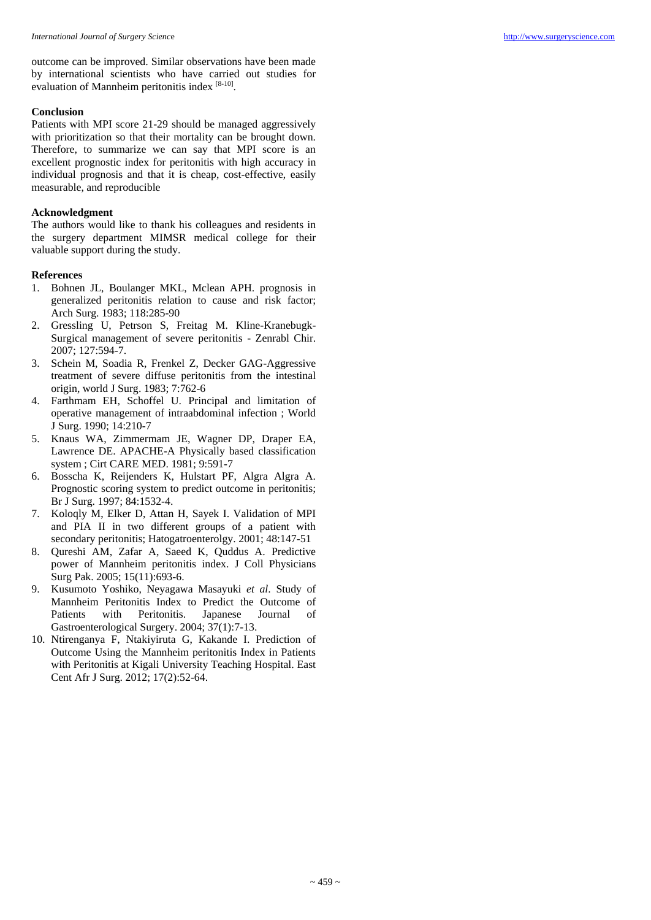outcome can be improved. Similar observations have been made by international scientists who have carried out studies for evaluation of Mannheim peritonitis index [8-10].

## Conclusion

Patients with MPI score 21-29 should be managed aggressively with prioritization so that their mortality can be brought down. Therefore, to summarize we can say that MPI score is an excellent prognostic index for peritonitis with high accuracy in individual prognosis and that it is cheap, cost-effective, easily measurable, and reproducible

## Acknowledgment

The authors would like to thank his colleagues and residents in the surgery department MIMSR medical college for their valuable support during the study.

## References

1. Bohnen JL, Boulanger MKL, Mclean APH. prognosis in generalized peritonitis relation to cause and risk factor; Arch Surg. 1983; 118:285-90
2. Gressling U, Petrson S, Freitag M. Kline-Kranebugk-Surgical management of severe peritonitis - Zenrabl Chir. 2007; 127:594-7.
3. Schein M, Soadia R, Frenkel Z, Decker GAG-Aggressive treatment of severe diffuse peritonitis from the intestinal origin, world J Surg. 1983; 7:762-6
4. Farthmam EH, Schoffel U. Principal and limitation of operative management of intraabdominal infection ; World J Surg. 1990; 14:210-7
5. Knaus WA, Zimmermam JE, Wagner DP, Draper EA, Lawrence DE. APACHE-A Physically based classification system ; Cirt CARE MED. 1981; 9:591-7
6. Bosscha K, Reijenders K, Hulstart PF, Algra Algra A. Prognostic scoring system to predict outcome in peritonitis; Br J Surg. 1997; 84:1532-4.
7. Koloqly M, Elker D, Attan H, Sayek I. Validation of MPI and PIA II in two different groups of a patient with secondary peritonitis; Hatogatroenterolgy. 2001; 48:147-51
8. Qureshi AM, Zafar A, Saeed K, Quddus A. Predictive power of Mannheim peritonitis index. J Coll Physicians Surg Pak. 2005; 15(11):693-6.
9. Kusumoto Yoshiko, Neyagawa Masayuki *et al*. Study of Mannheim Peritonitis Index to Predict the Outcome of Patients with Peritonitis. Japanese Journal of Gastroenterological Surgery. 2004; 37(1):7-13.
10. Ntirenganya F, Ntakiyiruta G, Kakande I. Prediction of Outcome Using the Mannheim peritonitis Index in Patients with Peritonitis at Kigali University Teaching Hospital. East Cent Afr J Surg. 2012; 17(2):52-64.